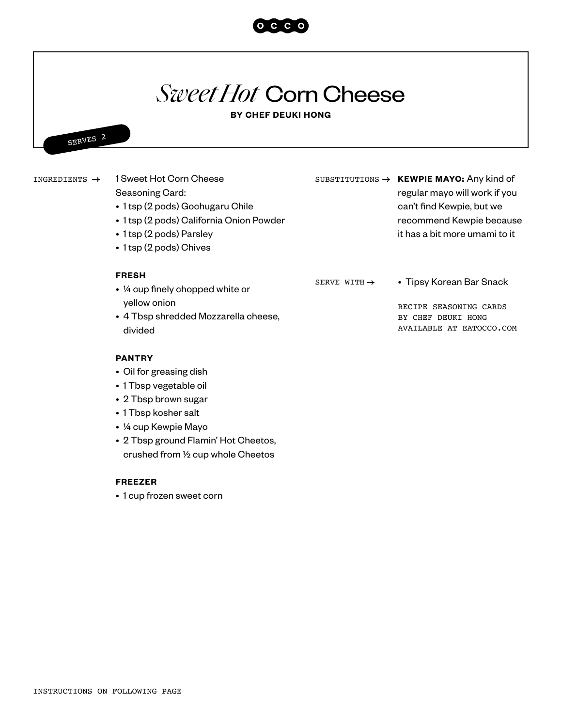# *Sweet Hot* Corn Cheese

**BY CHEF DEUKI HONG**

SERVES 2

## INGREDIENTS →

1 Sweet Hot Corn Cheese Seasoning Card:

- 1 tsp (2 pods) Gochugaru Chile
- 1 tsp (2 pods) California Onion Powder
- 1 tsp (2 pods) Parsley
- 1 tsp (2 pods) Chives

**FRESH**

- ¼ cup finely chopped white or yellow onion
- 4 Tbsp shredded Mozzarella cheese, divided

**PANTRY**

- Oil for greasing dish
- 1 Tbsp vegetable oil
- 2 Tbsp brown sugar
- 1 Tbsp kosher salt
- ¼ cup Kewpie Mayo
- 2 Tbsp ground Flamin' Hot Cheetos, crushed from ½ cup whole Cheetos

**FREEZER**

- 1 cup frozen sweet corn

## SUBSTITUTIONS →

**KEWPIE MAYO:** Any kind of regular mayo will work if you can't find Kewpie, but we recommend Kewpie because it has a bit more umami to it

## SERVE WITH →

- Tipsy Korean Bar Snack

RECIPE SEASONING CARDS BY CHEF DEUKI HONG AVAILABLE AT EATOCCO.COM

INSTRUCTIONS ON FOLLOWING PAGE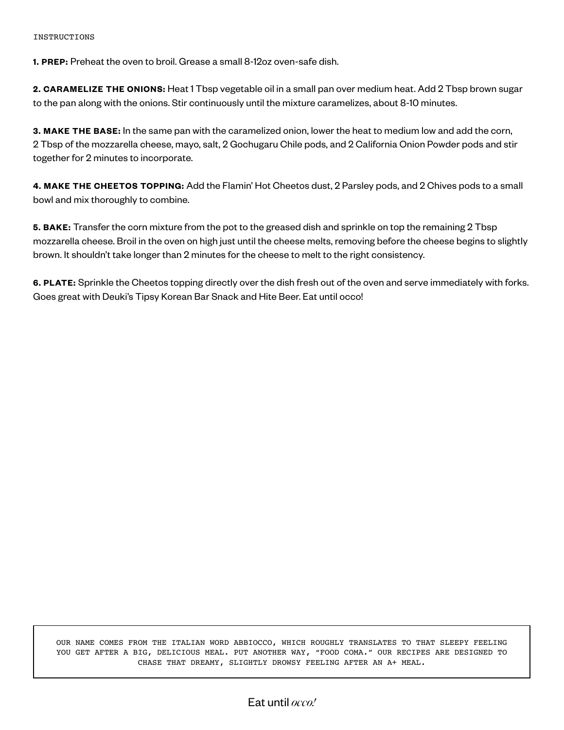INSTRUCTIONS

1. **PREP:** Preheat the oven to broil. Grease a small 8-12oz oven-safe dish.

2. **CARAMELIZE THE ONIONS:** Heat 1 Tbsp vegetable oil in a small pan over medium heat. Add 2 Tbsp brown sugar to the pan along with the onions. Stir continuously until the mixture caramelizes, about 8-10 minutes.

3. **MAKE THE BASE:** In the same pan with the caramelized onion, lower the heat to medium low and add the corn, 2 Tbsp of the mozzarella cheese, mayo, salt, 2 Gochugaru Chile pods, and 2 California Onion Powder pods and stir together for 2 minutes to incorporate.

4. **MAKE THE CHEETOS TOPPING:** Add the Flamin' Hot Cheetos dust, 2 Parsley pods, and 2 Chives pods to a small bowl and mix thoroughly to combine.

5. **BAKE:** Transfer the corn mixture from the pot to the greased dish and sprinkle on top the remaining 2 Tbsp mozzarella cheese. Broil in the oven on high just until the cheese melts, removing before the cheese begins to slightly brown. It shouldn't take longer than 2 minutes for the cheese to melt to the right consistency.

6. **PLATE:** Sprinkle the Cheetos topping directly over the dish fresh out of the oven and serve immediately with forks. Goes great with Deuki's Tipsy Korean Bar Snack and Hite Beer. Eat until occo!

OUR NAME COMES FROM THE ITALIAN WORD ABBIOCCO, WHICH ROUGHLY TRANSLATES TO THAT SLEEPY FEELING YOU GET AFTER A BIG, DELICIOUS MEAL. PUT ANOTHER WAY, "FOOD COMA." OUR RECIPES ARE DESIGNED TO CHASE THAT DREAMY, SLIGHTLY DROWSY FEELING AFTER AN A+ MEAL.

Eat until *occo!*